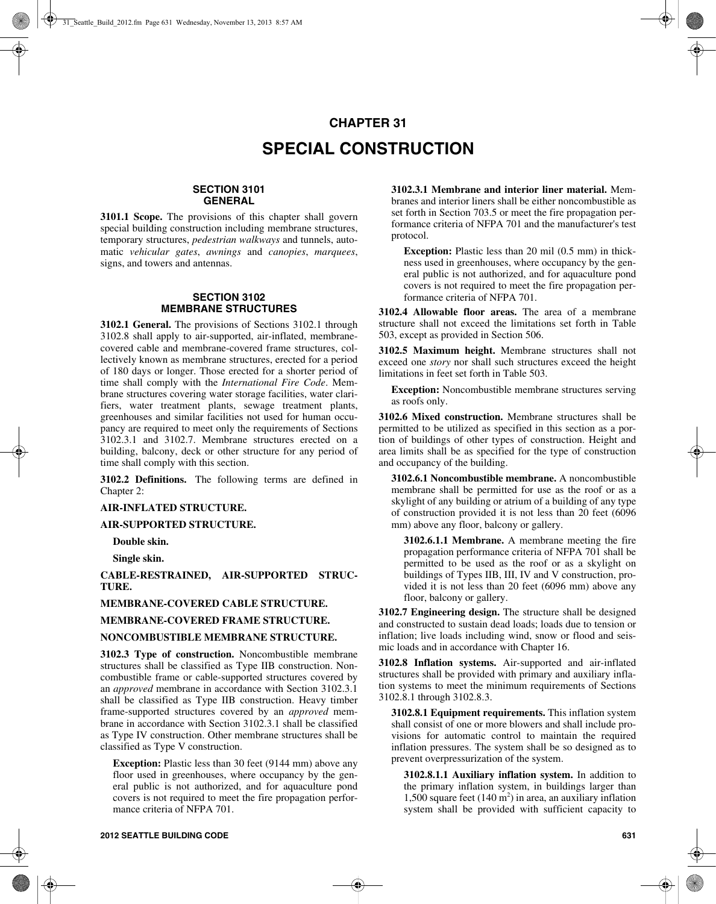# CHAPTER 31

# SPECIAL CONSTRUCTION

## SECTION 3101 GENERAL

**3101.1 Scope.** The provisions of this chapter shall govern special building construction including membrane structures, temporary structures, *pedestrian walkways* and tunnels, automatic *vehicular gates*, *awnings* and *canopies*, *marquees*, signs, and towers and antennas.

## SECTION 3102 MEMBRANE STRUCTURES

**3102.1 General.** The provisions of Sections 3102.1 through 3102.8 shall apply to air-supported, air-inflated, membrane-covered cable and membrane-covered frame structures, collectively known as membrane structures, erected for a period of 180 days or longer. Those erected for a shorter period of time shall comply with the *International Fire Code*. Membrane structures covering water storage facilities, water clarifiers, water treatment plants, sewage treatment plants, greenhouses and similar facilities not used for human occupancy are required to meet only the requirements of Sections 3102.3.1 and 3102.7. Membrane structures erected on a building, balcony, deck or other structure for any period of time shall comply with this section.

**3102.2 Definitions.** The following terms are defined in Chapter 2:

**AIR-INFLATED STRUCTURE.**

**AIR-SUPPORTED STRUCTURE.**

**Double skin.**

**Single skin.**

**CABLE-RESTRAINED, AIR-SUPPORTED STRUCTURE.**

**MEMBRANE-COVERED CABLE STRUCTURE.**

**MEMBRANE-COVERED FRAME STRUCTURE.**

**NONCOMBUSTIBLE MEMBRANE STRUCTURE.**

**3102.3 Type of construction.** Noncombustible membrane structures shall be classified as Type IIB construction. Noncombustible frame or cable-supported structures covered by an *approved* membrane in accordance with Section 3102.3.1 shall be classified as Type IIB construction. Heavy timber frame-supported structures covered by an *approved* membrane in accordance with Section 3102.3.1 shall be classified as Type IV construction. Other membrane structures shall be classified as Type V construction.

**Exception:** Plastic less than 30 feet (9144 mm) above any floor used in greenhouses, where occupancy by the general public is not authorized, and for aquaculture pond covers is not required to meet the fire propagation performance criteria of NFPA 701.

**3102.3.1 Membrane and interior liner material.** Membranes and interior liners shall be either noncombustible as set forth in Section 703.5 or meet the fire propagation performance criteria of NFPA 701 and the manufacturer's test protocol.

**Exception:** Plastic less than 20 mil (0.5 mm) in thickness used in greenhouses, where occupancy by the general public is not authorized, and for aquaculture pond covers is not required to meet the fire propagation performance criteria of NFPA 701.

**3102.4 Allowable floor areas.** The area of a membrane structure shall not exceed the limitations set forth in Table 503, except as provided in Section 506.

**3102.5 Maximum height.** Membrane structures shall not exceed one *story* nor shall such structures exceed the height limitations in feet set forth in Table 503.

**Exception:** Noncombustible membrane structures serving as roofs only.

**3102.6 Mixed construction.** Membrane structures shall be permitted to be utilized as specified in this section as a portion of buildings of other types of construction. Height and area limits shall be as specified for the type of construction and occupancy of the building.

**3102.6.1 Noncombustible membrane.** A noncombustible membrane shall be permitted for use as the roof or as a skylight of any building or atrium of a building of any type of construction provided it is not less than 20 feet (6096 mm) above any floor, balcony or gallery.

**3102.6.1.1 Membrane.** A membrane meeting the fire propagation performance criteria of NFPA 701 shall be permitted to be used as the roof or as a skylight on buildings of Types IIB, III, IV and V construction, provided it is not less than 20 feet (6096 mm) above any floor, balcony or gallery.

**3102.7 Engineering design.** The structure shall be designed and constructed to sustain dead loads; loads due to tension or inflation; live loads including wind, snow or flood and seismic loads and in accordance with Chapter 16.

**3102.8 Inflation systems.** Air-supported and air-inflated structures shall be provided with primary and auxiliary inflation systems to meet the minimum requirements of Sections 3102.8.1 through 3102.8.3.

**3102.8.1 Equipment requirements.** This inflation system shall consist of one or more blowers and shall include provisions for automatic control to maintain the required inflation pressures. The system shall be so designed as to prevent overpressurization of the system.

**3102.8.1.1 Auxiliary inflation system.** In addition to the primary inflation system, in buildings larger than 1,500 square feet (140 $m^2$) in area, an auxiliary inflation system shall be provided with sufficient capacity to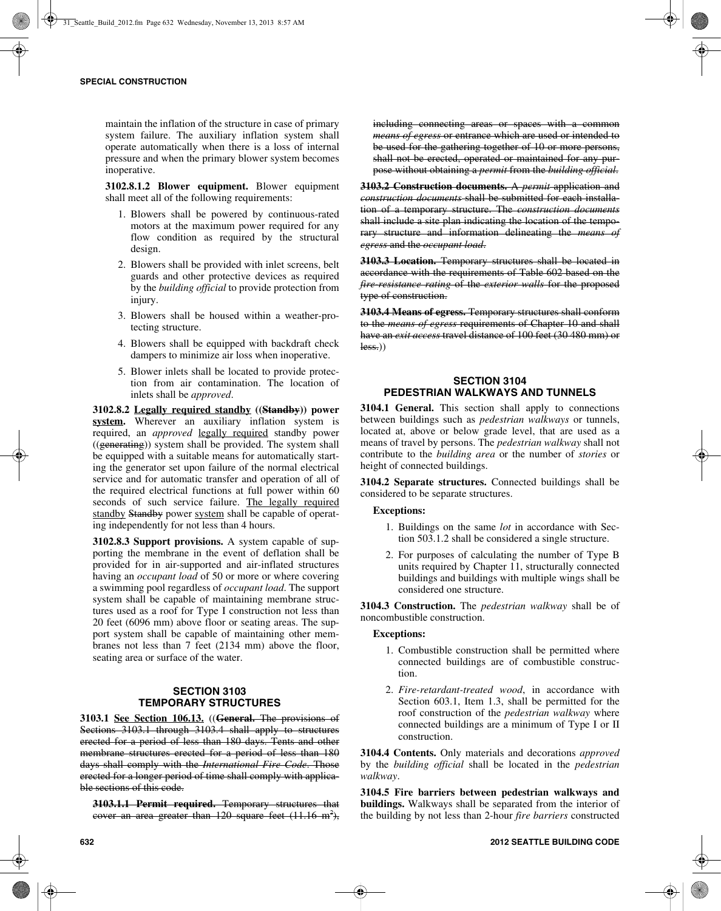maintain the inflation of the structure in case of primary system failure. The auxiliary inflation system shall operate automatically when there is a loss of internal pressure and when the primary blower system becomes inoperative.

**3102.8.1.2 Blower equipment.** Blower equipment shall meet all of the following requirements:

1. Blowers shall be powered by continuous-rated motors at the maximum power required for any flow condition as required by the structural design.
2. Blowers shall be provided with inlet screens, belt guards and other protective devices as required by the *building official* to provide protection from injury.
3. Blowers shall be housed within a weather-protecting structure.
4. Blowers shall be equipped with backdraft check dampers to minimize air loss when inoperative.
5. Blower inlets shall be located to provide protection from air contamination. The location of inlets shall be *approved*.

**3102.8.2 Legally required standby ((~~Standby~~)) power system.** Wherever an auxiliary inflation system is required, an *approved* legally required standby power ((~~generating~~)) system shall be provided. The system shall be equipped with a suitable means for automatically starting the generator set upon failure of the normal electrical service and for automatic transfer and operation of all of the required electrical functions at full power within 60 seconds of such service failure. The legally required standby ~~Standby~~ power system shall be capable of operating independently for not less than 4 hours.

**3102.8.3 Support provisions.** A system capable of supporting the membrane in the event of deflation shall be provided for in air-supported and air-inflated structures having an *occupant load* of 50 or more or where covering a swimming pool regardless of *occupant load*. The support system shall be capable of maintaining membrane structures used as a roof for Type I construction not less than 20 feet (6096 mm) above floor or seating areas. The support system shall be capable of maintaining other membranes not less than 7 feet (2134 mm) above the floor, seating area or surface of the water.

## SECTION 3103 TEMPORARY STRUCTURES

**3103.1 See Section 106.13.** ((~~**General.** The provisions of Sections 3103.1 through 3103.4 shall apply to structures erected for a period of less than 180 days. Tents and other membrane structures erected for a period of less than 180 days shall comply with the *International Fire Code*. Those erected for a longer period of time shall comply with applicable sections of this code.~~

~~**3103.1.1 Permit required.** Temporary structures that cover an area greater than 120 square feet (11.16 m$^2$), including connecting areas or spaces with a common *means of egress* or entrance which are used or intended to be used for the gathering together of 10 or more persons, shall not be erected, operated or maintained for any purpose without obtaining a *permit* from the *building official*.~~

~~**3103.2 Construction documents.** A *permit* application and *construction documents* shall be submitted for each installation of a temporary structure. The *construction documents* shall include a site plan indicating the location of the temporary structure and information delineating the *means of egress* and the *occupant load*.~~

~~**3103.3 Location.** Temporary structures shall be located in accordance with the requirements of Table 602 based on the *fire-resistance rating* of the *exterior walls* for the proposed type of construction.~~

~~**3103.4 Means of egress.** Temporary structures shall conform to the *means of egress* requirements of Chapter 10 and shall have an *exit access* travel distance of 100 feet (30 480 mm) or less.~~))

## SECTION 3104 PEDESTRIAN WALKWAYS AND TUNNELS

**3104.1 General.** This section shall apply to connections between buildings such as *pedestrian walkways* or tunnels, located at, above or below grade level, that are used as a means of travel by persons. The *pedestrian walkway* shall not contribute to the *building area* or the number of *stories* or height of connected buildings.

**3104.2 Separate structures.** Connected buildings shall be considered to be separate structures.

**Exceptions:**

1. Buildings on the same *lot* in accordance with Section 503.1.2 shall be considered a single structure.
2. For purposes of calculating the number of Type B units required by Chapter 11, structurally connected buildings and buildings with multiple wings shall be considered one structure.

**3104.3 Construction.** The *pedestrian walkway* shall be of noncombustible construction.

**Exceptions:**

1. Combustible construction shall be permitted where connected buildings are of combustible construction.
2. *Fire-retardant-treated wood*, in accordance with Section 603.1, Item 1.3, shall be permitted for the roof construction of the *pedestrian walkway* where connected buildings are a minimum of Type I or II construction.

**3104.4 Contents.** Only materials and decorations *approved* by the *building official* shall be located in the *pedestrian walkway*.

**3104.5 Fire barriers between pedestrian walkways and buildings.** Walkways shall be separated from the interior of the building by not less than 2-hour *fire barriers* constructed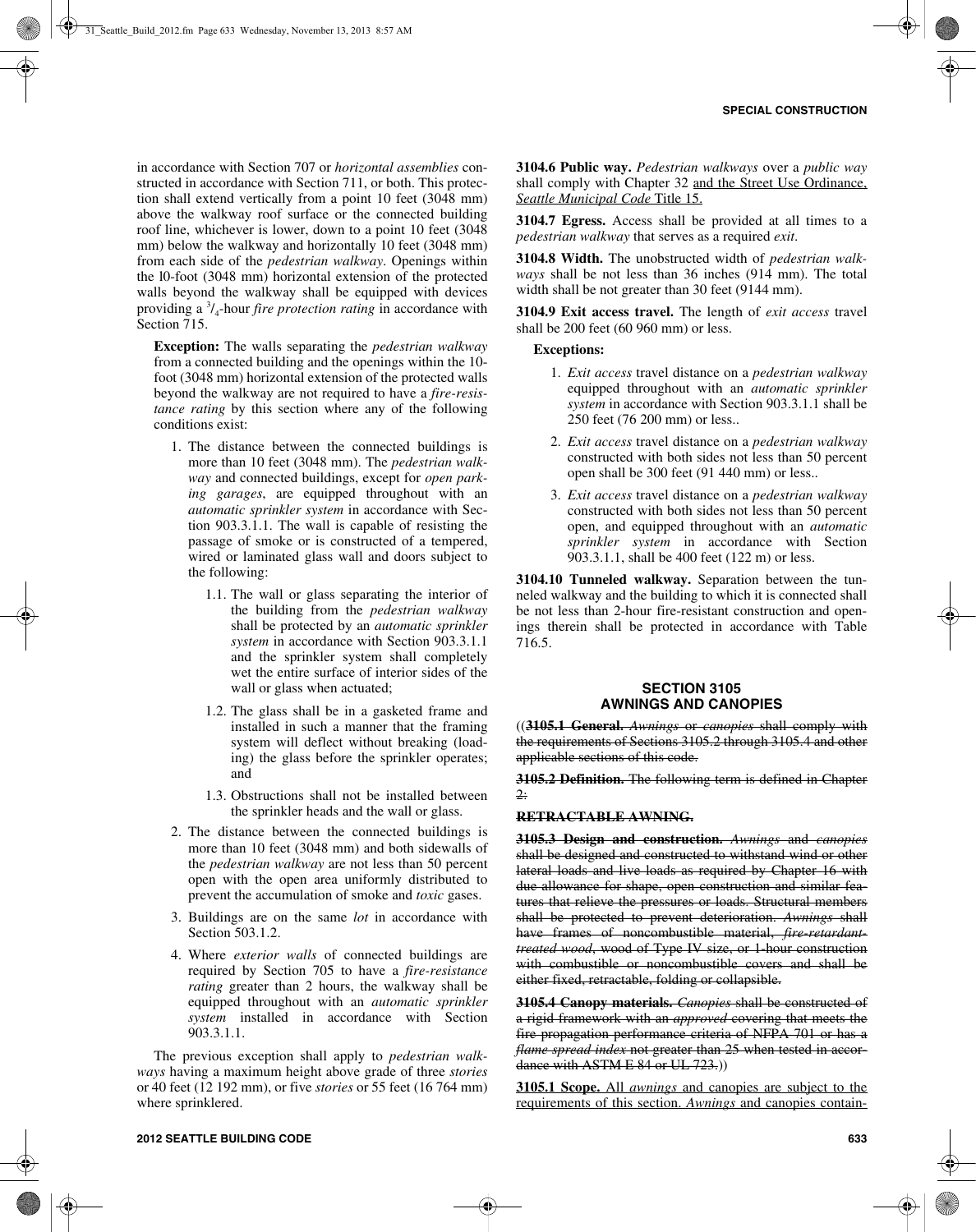in accordance with Section 707 or *horizontal assemblies* constructed in accordance with Section 711, or both. This protection shall extend vertically from a point 10 feet (3048 mm) above the walkway roof surface or the connected building roof line, whichever is lower, down to a point 10 feet (3048 mm) below the walkway and horizontally 10 feet (3048 mm) from each side of the *pedestrian walkway*. Openings within the 10-foot (3048 mm) horizontal extension of the protected walls beyond the walkway shall be equipped with devices providing a $^3/_4$-hour *fire protection rating* in accordance with Section 715.

**Exception:** The walls separating the *pedestrian walkway* from a connected building and the openings within the 10-foot (3048 mm) horizontal extension of the protected walls beyond the walkway are not required to have a *fire-resistance rating* by this section where any of the following conditions exist:

1. The distance between the connected buildings is more than 10 feet (3048 mm). The *pedestrian walkway* and connected buildings, except for *open parking garages*, are equipped throughout with an *automatic sprinkler system* in accordance with Section 903.3.1.1. The wall is capable of resisting the passage of smoke or is constructed of a tempered, wired or laminated glass wall and doors subject to the following:
   1.1. The wall or glass separating the interior of the building from the *pedestrian walkway* shall be protected by an *automatic sprinkler system* in accordance with Section 903.3.1.1 and the sprinkler system shall completely wet the entire surface of interior sides of the wall or glass when actuated;
   1.2. The glass shall be in a gasketed frame and installed in such a manner that the framing system will deflect without breaking (loading) the glass before the sprinkler operates; and
   1.3. Obstructions shall not be installed between the sprinkler heads and the wall or glass.
2. The distance between the connected buildings is more than 10 feet (3048 mm) and both sidewalls of the *pedestrian walkway* are not less than 50 percent open with the open area uniformly distributed to prevent the accumulation of smoke and *toxic* gases.
3. Buildings are on the same *lot* in accordance with Section 503.1.2.
4. Where *exterior walls* of connected buildings are required by Section 705 to have a *fire-resistance rating* greater than 2 hours, the walkway shall be equipped throughout with an *automatic sprinkler system* installed in accordance with Section 903.3.1.1.

The previous exception shall apply to *pedestrian walkways* having a maximum height above grade of three *stories* or 40 feet (12 192 mm), or five *stories* or 55 feet (16 764 mm) where sprinklered.

**3104.6 Public way.** *Pedestrian walkways* over a *public way* shall comply with Chapter 32 and the Street Use Ordinance, *Seattle Municipal Code* Title 15.

**3104.7 Egress.** Access shall be provided at all times to a *pedestrian walkway* that serves as a required *exit*.

**3104.8 Width.** The unobstructed width of *pedestrian walkways* shall be not less than 36 inches (914 mm). The total width shall be not greater than 30 feet (9144 mm).

**3104.9 Exit access travel.** The length of *exit access* travel shall be 200 feet (60 960 mm) or less.

**Exceptions:**

1. *Exit access* travel distance on a *pedestrian walkway* equipped throughout with an *automatic sprinkler system* in accordance with Section 903.3.1.1 shall be 250 feet (76 200 mm) or less..
2. *Exit access* travel distance on a *pedestrian walkway* constructed with both sides not less than 50 percent open shall be 300 feet (91 440 mm) or less..
3. *Exit access* travel distance on a *pedestrian walkway* constructed with both sides not less than 50 percent open, and equipped throughout with an *automatic sprinkler system* in accordance with Section 903.3.1.1, shall be 400 feet (122 m) or less.

**3104.10 Tunneled walkway.** Separation between the tunneled walkway and the building to which it is connected shall be not less than 2-hour fire-resistant construction and openings therein shall be protected in accordance with Table 716.5.

## SECTION 3105 AWNINGS AND CANOPIES

((~~**3105.1 General.** *Awnings* or *canopies* shall comply with the requirements of Sections 3105.2 through 3105.4 and other applicable sections of this code.~~

~~**3105.2 Definition.** The following term is defined in Chapter 2:~~

~~**RETRACTABLE AWNING.**~~

~~**3105.3 Design and construction.** *Awnings* and *canopies* shall be designed and constructed to withstand wind or other lateral loads and live loads as required by Chapter 16 with due allowance for shape, open construction and similar features that relieve the pressures or loads. Structural members shall be protected to prevent deterioration. *Awnings* shall have frames of noncombustible material, *fire-retardant-treated wood*, wood of Type IV size, or 1-hour construction with combustible or noncombustible covers and shall be either fixed, retractable, folding or collapsible.~~

~~**3105.4 Canopy materials.** *Canopies* shall be constructed of a rigid framework with an *approved* covering that meets the fire propagation performance criteria of NFPA 701 or has a *flame spread index* not greater than 25 when tested in accordance with ASTM E 84 or UL 723.~~))

**3105.1 Scope.** All *awnings* and canopies are subject to the requirements of this section. *Awnings* and canopies contain-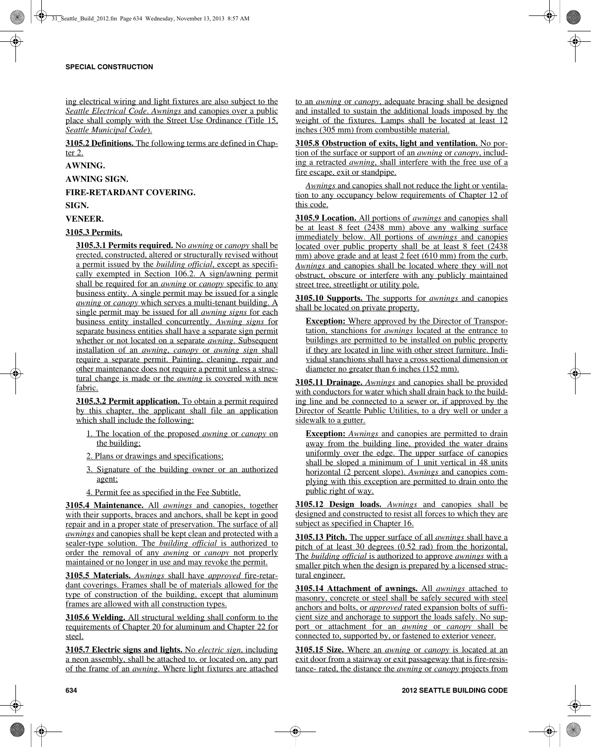ing electrical wiring and light fixtures are also subject to the *Seattle Electrical Code*. *Awnings* and canopies over a public place shall comply with the Street Use Ordinance (Title 15, *Seattle Municipal Code*).

**3105.2 Definitions.** The following terms are defined in Chapter 2.

**AWNING.**

**AWNING SIGN.**

**FIRE-RETARDANT COVERING.**

**SIGN.**

**VENEER.**

**3105.3 Permits.**

**3105.3.1 Permits required.** No *awning* or *canopy* shall be erected, constructed, altered or structurally revised without a permit issued by the *building official*, except as specifically exempted in Section 106.2. A sign/awning permit shall be required for an *awning* or *canopy* specific to any business entity. A single permit may be issued for a single *awning* or *canopy* which serves a multi-tenant building. A single permit may be issued for all *awning signs* for each business entity installed concurrently. *Awning signs* for separate business entities shall have a separate sign permit whether or not located on a separate *awning*. Subsequent installation of an *awning*, *canopy* or *awning sign* shall require a separate permit. Painting, cleaning, repair and other maintenance does not require a permit unless a structural change is made or the *awning* is covered with new fabric.

**3105.3.2 Permit application.** To obtain a permit required by this chapter, the applicant shall file an application which shall include the following:

1. The location of the proposed *awning* or *canopy* on the building;
2. Plans or drawings and specifications;
3. Signature of the building owner or an authorized agent;
4. Permit fee as specified in the Fee Subtitle.

**3105.4 Maintenance.** All *awnings* and canopies, together with their supports, braces and anchors, shall be kept in good repair and in a proper state of preservation. The surface of all *awnings* and canopies shall be kept clean and protected with a sealer-type solution. The *building official* is authorized to order the removal of any *awning* or *canopy* not properly maintained or no longer in use and may revoke the permit.

**3105.5 Materials.** *Awnings* shall have *approved* fire-retardant coverings. Frames shall be of materials allowed for the type of construction of the building, except that aluminum frames are allowed with all construction types.

**3105.6 Welding.** All structural welding shall conform to the requirements of Chapter 20 for aluminum and Chapter 22 for steel.

**3105.7 Electric signs and lights.** No *electric sign*, including a neon assembly, shall be attached to, or located on, any part of the frame of an *awning*. Where light fixtures are attached to an *awning* or *canopy*, adequate bracing shall be designed and installed to sustain the additional loads imposed by the weight of the fixtures. Lamps shall be located at least 12 inches (305 mm) from combustible material.

**3105.8 Obstruction of exits, light and ventilation.** No portion of the surface or support of an *awning* or *canopy*, including a retracted *awning*, shall interfere with the free use of a fire escape, exit or standpipe.

*Awnings* and canopies shall not reduce the light or ventilation to any occupancy below requirements of Chapter 12 of this code.

**3105.9 Location.** All portions of *awnings* and canopies shall be at least 8 feet (2438 mm) above any walking surface immediately below. All portions of *awnings* and canopies located over public property shall be at least 8 feet (2438 mm) above grade and at least 2 feet (610 mm) from the curb. *Awnings* and canopies shall be located where they will not obstruct, obscure or interfere with any publicly maintained street tree, streetlight or utility pole.

**3105.10 Supports.** The supports for *awnings* and canopies shall be located on private property.

**Exception:** Where approved by the Director of Transportation, stanchions for *awnings* located at the entrance to buildings are permitted to be installed on public property if they are located in line with other street furniture. Individual stanchions shall have a cross sectional dimension or diameter no greater than 6 inches (152 mm).

**3105.11 Drainage.** *Awnings* and canopies shall be provided with conductors for water which shall drain back to the building line and be connected to a sewer or, if approved by the Director of Seattle Public Utilities, to a dry well or under a sidewalk to a gutter.

**Exception:** *Awnings* and canopies are permitted to drain away from the building line, provided the water drains uniformly over the edge. The upper surface of canopies shall be sloped a minimum of 1 unit vertical in 48 units horizontal (2 percent slope). *Awnings* and canopies complying with this exception are permitted to drain onto the public right of way.

**3105.12 Design loads.** *Awnings* and canopies shall be designed and constructed to resist all forces to which they are subject as specified in Chapter 16.

**3105.13 Pitch.** The upper surface of all *awnings* shall have a pitch of at least 30 degrees (0.52 rad) from the horizontal. The *building official* is authorized to approve *awnings* with a smaller pitch when the design is prepared by a licensed structural engineer.

**3105.14 Attachment of awnings.** All *awnings* attached to masonry, concrete or steel shall be safely secured with steel anchors and bolts, or *approved* rated expansion bolts of sufficient size and anchorage to support the loads safely. No support or attachment for an *awning* or *canopy* shall be connected to, supported by, or fastened to exterior veneer.

**3105.15 Size.** Where an *awning* or *canopy* is located at an exit door from a stairway or exit passageway that is fire-resistance- rated, the distance the *awning* or *canopy* projects from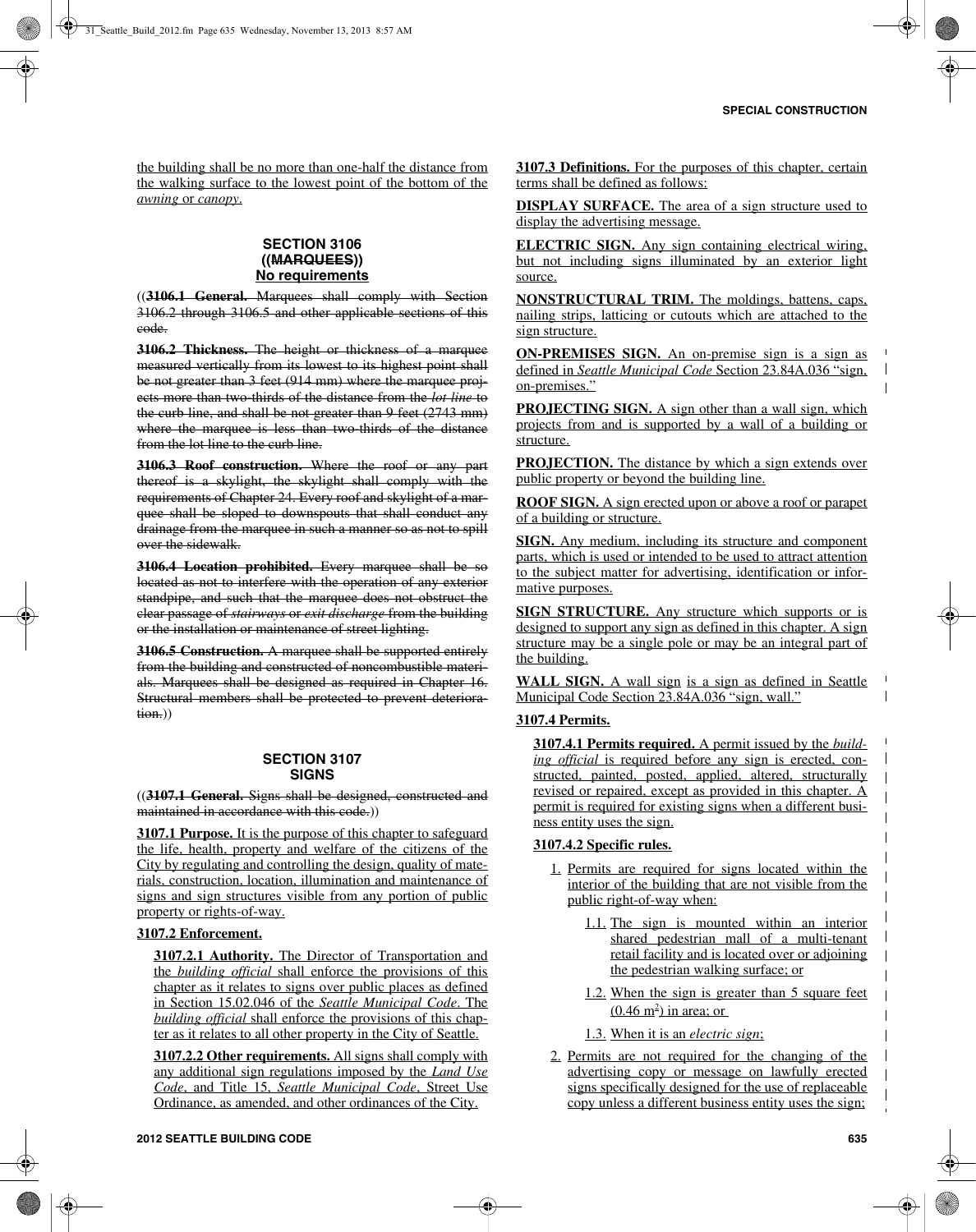the building shall be no more than one-half the distance from the walking surface to the lowest point of the bottom of the *awning* or *canopy*.

## SECTION 3106
## ((~~MARQUEES~~))
## No requirements

((~~**3106.1 General.** Marquees shall comply with Section 3106.2 through 3106.5 and other applicable sections of this code.~~

~~**3106.2 Thickness.** The height or thickness of a marquee measured vertically from its lowest to its highest point shall be not greater than 3 feet (914 mm) where the marquee projects more than two-thirds of the distance from the *lot line* to the curb line, and shall be not greater than 9 feet (2743 mm) where the marquee is less than two-thirds of the distance from the lot line to the curb line.~~

~~**3106.3 Roof construction.** Where the roof or any part thereof is a skylight, the skylight shall comply with the requirements of Chapter 24. Every roof and skylight of a marquee shall be sloped to downspouts that shall conduct any drainage from the marquee in such a manner so as not to spill over the sidewalk.~~

~~**3106.4 Location prohibited.** Every marquee shall be so located as not to interfere with the operation of any exterior standpipe, and such that the marquee does not obstruct the clear passage of *stairways* or *exit discharge* from the building or the installation or maintenance of street lighting.~~

~~**3106.5 Construction.** A marquee shall be supported entirely from the building and constructed of noncombustible materials. Marquees shall be designed as required in Chapter 16. Structural members shall be protected to prevent deterioration.~~))

## SECTION 3107
## SIGNS

((~~**3107.1 General.** Signs shall be designed, constructed and maintained in accordance with this code.~~))

**3107.1 Purpose.** It is the purpose of this chapter to safeguard the life, health, property and welfare of the citizens of the City by regulating and controlling the design, quality of materials, construction, location, illumination and maintenance of signs and sign structures visible from any portion of public property or rights-of-way.

**3107.2 Enforcement.**

**3107.2.1 Authority.** The Director of Transportation and the *building official* shall enforce the provisions of this chapter as it relates to signs over public places as defined in Section 15.02.046 of the *Seattle Municipal Code*. The *building official* shall enforce the provisions of this chapter as it relates to all other property in the City of Seattle.

**3107.2.2 Other requirements.** All signs shall comply with any additional sign regulations imposed by the *Land Use Code*, and Title 15, *Seattle Municipal Code*, Street Use Ordinance, as amended, and other ordinances of the City.

**3107.3 Definitions.** For the purposes of this chapter, certain terms shall be defined as follows:

**DISPLAY SURFACE.** The area of a sign structure used to display the advertising message.

**ELECTRIC SIGN.** Any sign containing electrical wiring, but not including signs illuminated by an exterior light source.

**NONSTRUCTURAL TRIM.** The moldings, battens, caps, nailing strips, latticing or cutouts which are attached to the sign structure.

**ON-PREMISES SIGN.** An on-premise sign is a sign as defined in *Seattle Municipal Code* Section 23.84A.036 "sign, on-premises."

**PROJECTING SIGN.** A sign other than a wall sign, which projects from and is supported by a wall of a building or structure.

**PROJECTION.** The distance by which a sign extends over public property or beyond the building line.

**ROOF SIGN.** A sign erected upon or above a roof or parapet of a building or structure.

**SIGN.** Any medium, including its structure and component parts, which is used or intended to be used to attract attention to the subject matter for advertising, identification or informative purposes.

**SIGN STRUCTURE.** Any structure which supports or is designed to support any sign as defined in this chapter. A sign structure may be a single pole or may be an integral part of the building.

**WALL SIGN.** A wall sign is a sign as defined in Seattle Municipal Code Section 23.84A.036 "sign, wall."

**3107.4 Permits.**

**3107.4.1 Permits required.** A permit issued by the *building official* is required before any sign is erected, constructed, painted, posted, applied, altered, structurally revised or repaired, except as provided in this chapter. A permit is required for existing signs when a different business entity uses the sign.

**3107.4.2 Specific rules.**

1. Permits are required for signs located within the interior of the building that are not visible from the public right-of-way when:
   - 1.1. The sign is mounted within an interior shared pedestrian mall of a multi-tenant retail facility and is located over or adjoining the pedestrian walking surface; or
   - 1.2. When the sign is greater than 5 square feet ($0.46 \text{ m}^2$) in area; or
   - 1.3. When it is an *electric sign*;
2. Permits are not required for the changing of the advertising copy or message on lawfully erected signs specifically designed for the use of replaceable copy unless a different business entity uses the sign;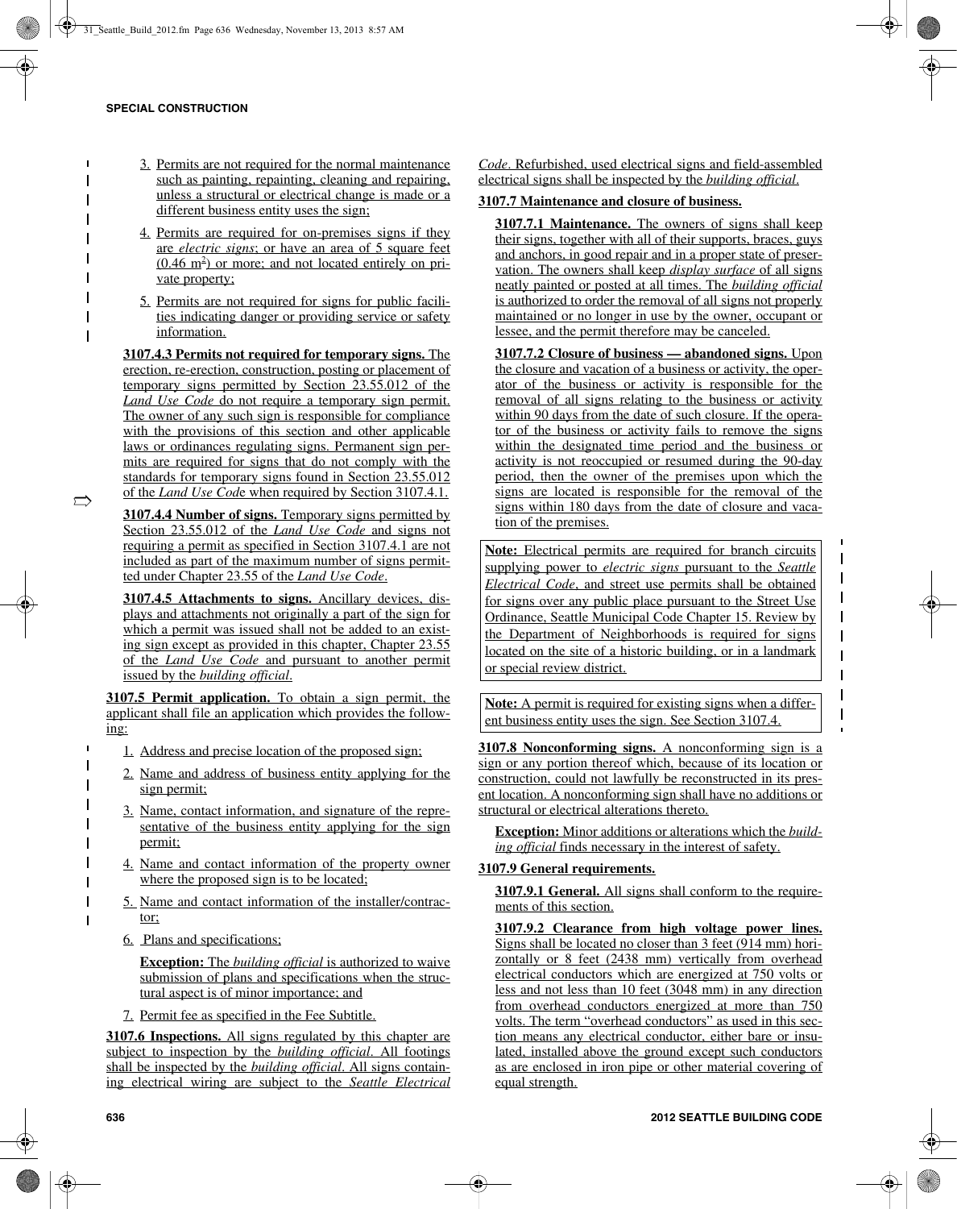3. Permits are not required for the normal maintenance such as painting, repainting, cleaning and repairing, unless a structural or electrical change is made or a different business entity uses the sign;

4. Permits are required for on-premises signs if they are *electric signs*; or have an area of 5 square feet ($0.46\ m^2$) or more; and not located entirely on private property;

5. Permits are not required for signs for public facilities indicating danger or providing service or safety information.

**3107.4.3 Permits not required for temporary signs.** The erection, re-erection, construction, posting or placement of temporary signs permitted by Section 23.55.012 of the *Land Use Code* do not require a temporary sign permit. The owner of any such sign is responsible for compliance with the provisions of this section and other applicable laws or ordinances regulating signs. Permanent sign permits are required for signs that do not comply with the standards for temporary signs found in Section 23.55.012 of the *Land Use Code* when required by Section 3107.4.1.

**3107.4.4 Number of signs.** Temporary signs permitted by Section 23.55.012 of the *Land Use Code* and signs not requiring a permit as specified in Section 3107.4.1 are not included as part of the maximum number of signs permitted under Chapter 23.55 of the *Land Use Code*.

**3107.4.5 Attachments to signs.** Ancillary devices, displays and attachments not originally a part of the sign for which a permit was issued shall not be added to an existing sign except as provided in this chapter, Chapter 23.55 of the *Land Use Code* and pursuant to another permit issued by the *building official*.

**3107.5 Permit application.** To obtain a sign permit, the applicant shall file an application which provides the following:

1. Address and precise location of the proposed sign;
2. Name and address of business entity applying for the sign permit;
3. Name, contact information, and signature of the representative of the business entity applying for the sign permit;
4. Name and contact information of the property owner where the proposed sign is to be located;
5. Name and contact information of the installer/contractor;
6. Plans and specifications;

   **Exception:** The *building official* is authorized to waive submission of plans and specifications when the structural aspect is of minor importance; and

7. Permit fee as specified in the Fee Subtitle.

**3107.6 Inspections.** All signs regulated by this chapter are subject to inspection by the *building official*. All footings shall be inspected by the *building official*. All signs containing electrical wiring are subject to the *Seattle Electrical Code*. Refurbished, used electrical signs and field-assembled electrical signs shall be inspected by the *building official*.

**3107.7 Maintenance and closure of business.**

**3107.7.1 Maintenance.** The owners of signs shall keep their signs, together with all of their supports, braces, guys and anchors, in good repair and in a proper state of preservation. The owners shall keep *display surface* of all signs neatly painted or posted at all times. The *building official* is authorized to order the removal of all signs not properly maintained or no longer in use by the owner, occupant or lessee, and the permit therefore may be canceled.

**3107.7.2 Closure of business — abandoned signs.** Upon the closure and vacation of a business or activity, the operator of the business or activity is responsible for the removal of all signs relating to the business or activity within 90 days from the date of such closure. If the operator of the business or activity fails to remove the signs within the designated time period and the business or activity is not reoccupied or resumed during the 90-day period, then the owner of the premises upon which the signs are located is responsible for the removal of the signs within 180 days from the date of closure and vacation of the premises.

> **Note:** Electrical permits are required for branch circuits supplying power to *electric signs* pursuant to the *Seattle Electrical Code*, and street use permits shall be obtained for signs over any public place pursuant to the Street Use Ordinance, Seattle Municipal Code Chapter 15. Review by the Department of Neighborhoods is required for signs located on the site of a historic building, or in a landmark or special review district.

> **Note:** A permit is required for existing signs when a different business entity uses the sign. See Section 3107.4.

**3107.8 Nonconforming signs.** A nonconforming sign is a sign or any portion thereof which, because of its location or construction, could not lawfully be reconstructed in its present location. A nonconforming sign shall have no additions or structural or electrical alterations thereto.

**Exception:** Minor additions or alterations which the *building official* finds necessary in the interest of safety.

**3107.9 General requirements.**

**3107.9.1 General.** All signs shall conform to the requirements of this section.

**3107.9.2 Clearance from high voltage power lines.** Signs shall be located no closer than 3 feet (914 mm) horizontally or 8 feet (2438 mm) vertically from overhead electrical conductors which are energized at 750 volts or less and not less than 10 feet (3048 mm) in any direction from overhead conductors energized at more than 750 volts. The term "overhead conductors" as used in this section means any electrical conductor, either bare or insulated, installed above the ground except such conductors as are enclosed in iron pipe or other material covering of equal strength.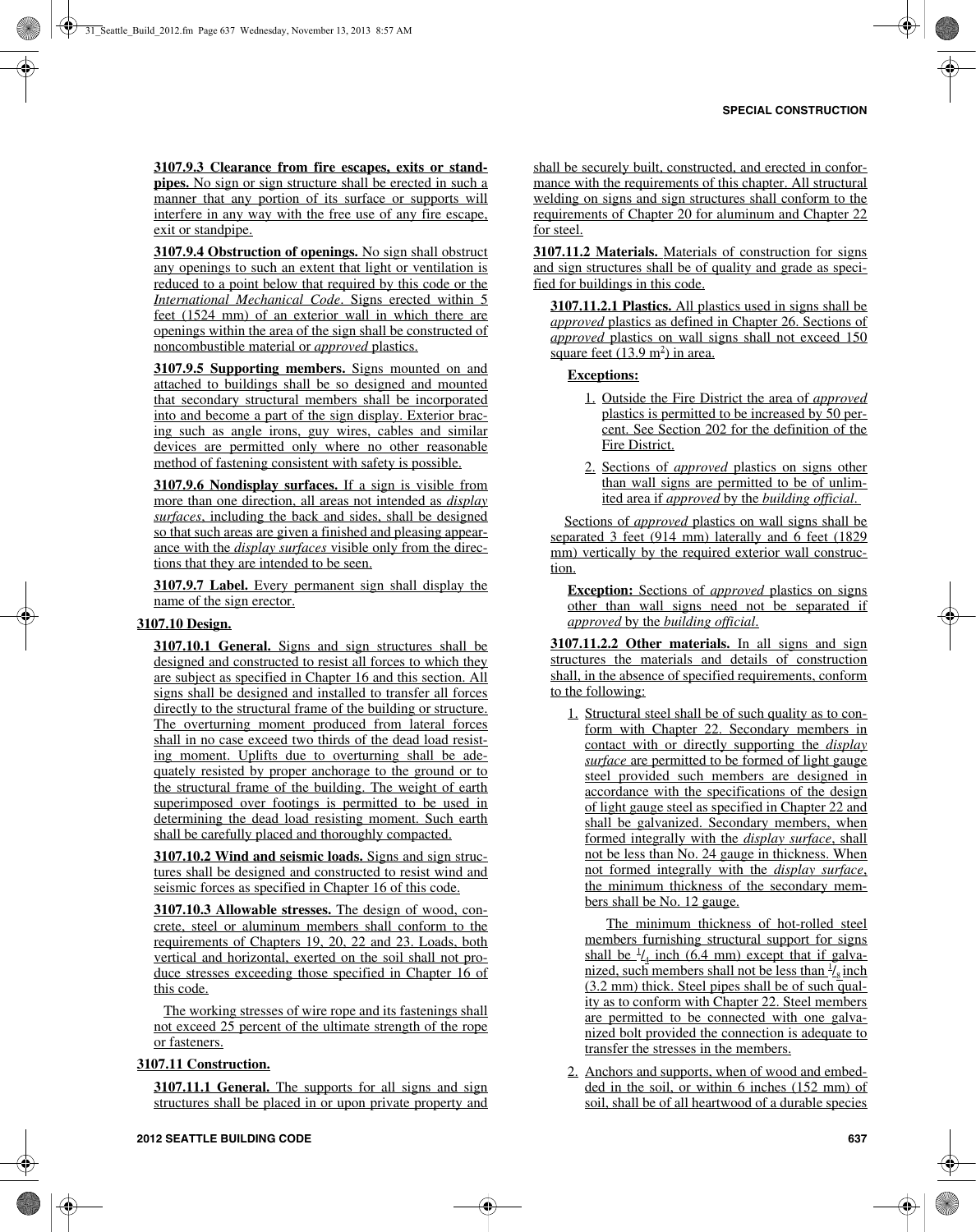**3107.9.3 Clearance from fire escapes, exits or standpipes.** No sign or sign structure shall be erected in such a manner that any portion of its surface or supports will interfere in any way with the free use of any fire escape, exit or standpipe.

**3107.9.4 Obstruction of openings.** No sign shall obstruct any openings to such an extent that light or ventilation is reduced to a point below that required by this code or the *International Mechanical Code*. Signs erected within 5 feet (1524 mm) of an exterior wall in which there are openings within the area of the sign shall be constructed of noncombustible material or *approved* plastics.

**3107.9.5 Supporting members.** Signs mounted on and attached to buildings shall be so designed and mounted that secondary structural members shall be incorporated into and become a part of the sign display. Exterior bracing such as angle irons, guy wires, cables and similar devices are permitted only where no other reasonable method of fastening consistent with safety is possible.

**3107.9.6 Nondisplay surfaces.** If a sign is visible from more than one direction, all areas not intended as *display surfaces*, including the back and sides, shall be designed so that such areas are given a finished and pleasing appearance with the *display surfaces* visible only from the directions that they are intended to be seen.

**3107.9.7 Label.** Every permanent sign shall display the name of the sign erector.

**3107.10 Design.**

**3107.10.1 General.** Signs and sign structures shall be designed and constructed to resist all forces to which they are subject as specified in Chapter 16 and this section. All signs shall be designed and installed to transfer all forces directly to the structural frame of the building or structure. The overturning moment produced from lateral forces shall in no case exceed two thirds of the dead load resisting moment. Uplifts due to overturning shall be adequately resisted by proper anchorage to the ground or to the structural frame of the building. The weight of earth superimposed over footings is permitted to be used in determining the dead load resisting moment. Such earth shall be carefully placed and thoroughly compacted.

**3107.10.2 Wind and seismic loads.** Signs and sign structures shall be designed and constructed to resist wind and seismic forces as specified in Chapter 16 of this code.

**3107.10.3 Allowable stresses.** The design of wood, concrete, steel or aluminum members shall conform to the requirements of Chapters 19, 20, 22 and 23. Loads, both vertical and horizontal, exerted on the soil shall not produce stresses exceeding those specified in Chapter 16 of this code.

The working stresses of wire rope and its fastenings shall not exceed 25 percent of the ultimate strength of the rope or fasteners.

**3107.11 Construction.**

**3107.11.1 General.** The supports for all signs and sign structures shall be placed in or upon private property and shall be securely built, constructed, and erected in conformance with the requirements of this chapter. All structural welding on signs and sign structures shall conform to the requirements of Chapter 20 for aluminum and Chapter 22 for steel.

**3107.11.2 Materials.** Materials of construction for signs and sign structures shall be of quality and grade as specified for buildings in this code.

**3107.11.2.1 Plastics.** All plastics used in signs shall be *approved* plastics as defined in Chapter 26. Sections of *approved* plastics on wall signs shall not exceed 150 square feet (13.9 $m^2$) in area.

**Exceptions:**

1. Outside the Fire District the area of *approved* plastics is permitted to be increased by 50 percent. See Section 202 for the definition of the Fire District.
2. Sections of *approved* plastics on signs other than wall signs are permitted to be of unlimited area if *approved* by the *building official*.

Sections of *approved* plastics on wall signs shall be separated 3 feet (914 mm) laterally and 6 feet (1829 mm) vertically by the required exterior wall construction.

**Exception:** Sections of *approved* plastics on signs other than wall signs need not be separated if *approved* by the *building official*.

**3107.11.2.2 Other materials.** In all signs and sign structures the materials and details of construction shall, in the absence of specified requirements, conform to the following:

1. Structural steel shall be of such quality as to conform with Chapter 22. Secondary members in contact with or directly supporting the *display surface* are permitted to be formed of light gauge steel provided such members are designed in accordance with the specifications of the design of light gauge steel as specified in Chapter 22 and shall be galvanized. Secondary members, when formed integrally with the *display surface*, shall not be less than No. 24 gauge in thickness. When not formed integrally with the *display surface*, the minimum thickness of the secondary members shall be No. 12 gauge.

   The minimum thickness of hot-rolled steel members furnishing structural support for signs shall be $^1/_4$ inch (6.4 mm) except that if galvanized, such members shall not be less than $^1/_8$ inch (3.2 mm) thick. Steel pipes shall be of such quality as to conform with Chapter 22. Steel members are permitted to be connected with one galvanized bolt provided the connection is adequate to transfer the stresses in the members.

2. Anchors and supports, when of wood and embedded in the soil, or within 6 inches (152 mm) of soil, shall be of all heartwood of a durable species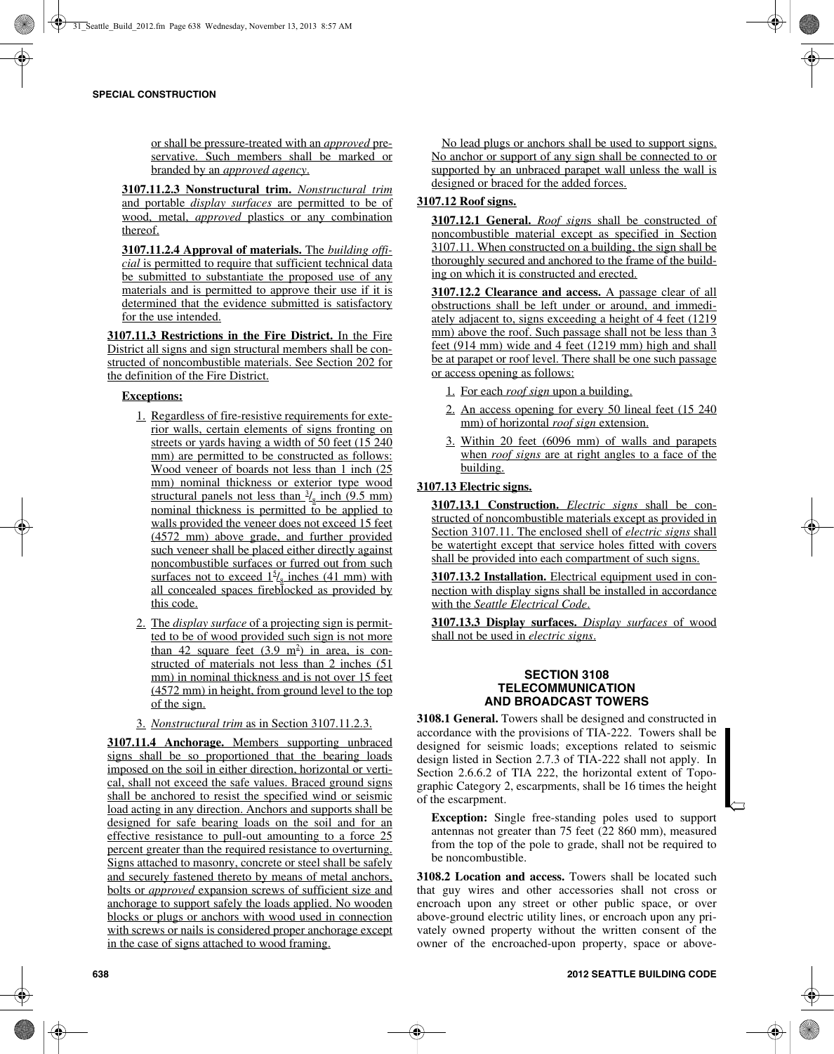or shall be pressure-treated with an *approved* preservative. Such members shall be marked or branded by an *approved agency*.

**3107.11.2.3 Nonstructural trim.** *Nonstructural trim* and portable *display surfaces* are permitted to be of wood, metal, *approved* plastics or any combination thereof.

**3107.11.2.4 Approval of materials.** The *building official* is permitted to require that sufficient technical data be submitted to substantiate the proposed use of any materials and is permitted to approve their use if it is determined that the evidence submitted is satisfactory for the use intended.

**3107.11.3 Restrictions in the Fire District.** In the Fire District all signs and sign structural members shall be constructed of noncombustible materials. See Section 202 for the definition of the Fire District.

**Exceptions:**

1. Regardless of fire-resistive requirements for exterior walls, certain elements of signs fronting on streets or yards having a width of 50 feet (15 240 mm) are permitted to be constructed as follows: Wood veneer of boards not less than 1 inch (25 mm) nominal thickness or exterior type wood structural panels not less than $^3/_8$ inch (9.5 mm) nominal thickness is permitted to be applied to walls provided the veneer does not exceed 15 feet (4572 mm) above grade, and further provided such veneer shall be placed either directly against noncombustible surfaces or furred out from such surfaces not to exceed $1^5/_8$ inches (41 mm) with all concealed spaces fireblocked as provided by this code.
2. The *display surface* of a projecting sign is permitted to be of wood provided such sign is not more than 42 square feet (3.9 m$^2$) in area, is constructed of materials not less than 2 inches (51 mm) in nominal thickness and is not over 15 feet (4572 mm) in height, from ground level to the top of the sign.
3. *Nonstructural trim* as in Section 3107.11.2.3.

**3107.11.4 Anchorage.** Members supporting unbraced signs shall be so proportioned that the bearing loads imposed on the soil in either direction, horizontal or vertical, shall not exceed the safe values. Braced ground signs shall be anchored to resist the specified wind or seismic load acting in any direction. Anchors and supports shall be designed for safe bearing loads on the soil and for an effective resistance to pull-out amounting to a force 25 percent greater than the required resistance to overturning. Signs attached to masonry, concrete or steel shall be safely and securely fastened thereto by means of metal anchors, bolts or *approved* expansion screws of sufficient size and anchorage to support safely the loads applied. No wooden blocks or plugs or anchors with wood used in connection with screws or nails is considered proper anchorage except in the case of signs attached to wood framing.

No lead plugs or anchors shall be used to support signs. No anchor or support of any sign shall be connected to or supported by an unbraced parapet wall unless the wall is designed or braced for the added forces.

**3107.12 Roof signs.**

**3107.12.1 General.** *Roof signs* shall be constructed of noncombustible material except as specified in Section 3107.11. When constructed on a building, the sign shall be thoroughly secured and anchored to the frame of the building on which it is constructed and erected.

**3107.12.2 Clearance and access.** A passage clear of all obstructions shall be left under or around, and immediately adjacent to, signs exceeding a height of 4 feet (1219 mm) above the roof. Such passage shall not be less than 3 feet (914 mm) wide and 4 feet (1219 mm) high and shall be at parapet or roof level. There shall be one such passage or access opening as follows:

1. For each *roof sign* upon a building.
2. An access opening for every 50 lineal feet (15 240 mm) of horizontal *roof sign* extension.
3. Within 20 feet (6096 mm) of walls and parapets when *roof signs* are at right angles to a face of the building.

**3107.13 Electric signs.**

**3107.13.1 Construction.** *Electric signs* shall be constructed of noncombustible materials except as provided in Section 3107.11. The enclosed shell of *electric signs* shall be watertight except that service holes fitted with covers shall be provided into each compartment of such signs.

**3107.13.2 Installation.** Electrical equipment used in connection with display signs shall be installed in accordance with the *Seattle Electrical Code*.

**3107.13.3 Display surfaces.** *Display surfaces* of wood shall not be used in *electric signs*.

## SECTION 3108 TELECOMMUNICATION AND BROADCAST TOWERS

**3108.1 General.** Towers shall be designed and constructed in accordance with the provisions of TIA-222. Towers shall be designed for seismic loads; exceptions related to seismic design listed in Section 2.7.3 of TIA-222 shall not apply. In Section 2.6.6.2 of TIA 222, the horizontal extent of Topographic Category 2, escarpments, shall be 16 times the height of the escarpment.

**Exception:** Single free-standing poles used to support antennas not greater than 75 feet (22 860 mm), measured from the top of the pole to grade, shall not be required to be noncombustible.

**3108.2 Location and access.** Towers shall be located such that guy wires and other accessories shall not cross or encroach upon any street or other public space, or over above-ground electric utility lines, or encroach upon any privately owned property without the written consent of the owner of the encroached-upon property, space or above-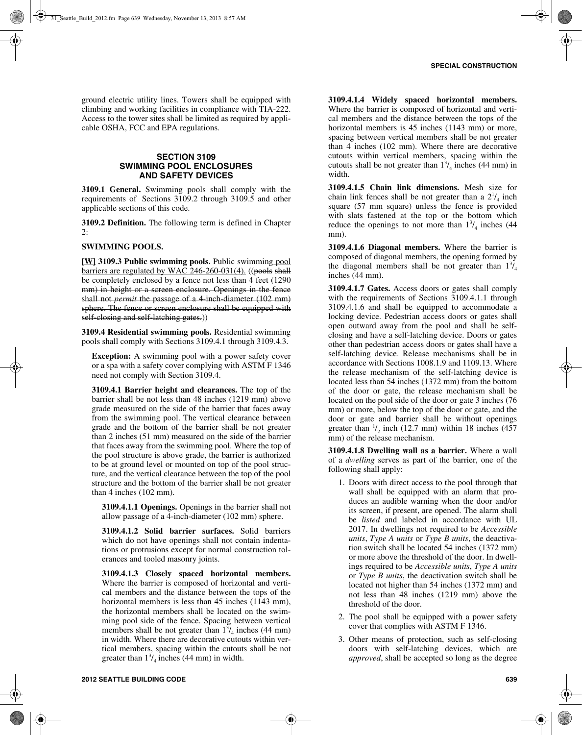ground electric utility lines. Towers shall be equipped with climbing and working facilities in compliance with TIA-222. Access to the tower sites shall be limited as required by applicable OSHA, FCC and EPA regulations.

## SECTION 3109 SWIMMING POOL ENCLOSURES AND SAFETY DEVICES

**3109.1 General.** Swimming pools shall comply with the requirements of Sections 3109.2 through 3109.5 and other applicable sections of this code.

**3109.2 Definition.** The following term is defined in Chapter 2:

**SWIMMING POOLS.**

**[W] 3109.3 Public swimming pools.** Public swimming pool barriers are regulated by WAC 246-260-031(4). ((~~pools shall be completely enclosed by a fence not less than 4 feet (1290 mm) in height or a screen enclosure. Openings in the fence shall not~~ *~~permit~~* ~~the passage of a 4-inch-diameter (102 mm) sphere. The fence or screen enclosure shall be equipped with self-closing and self-latching gates.~~))

**3109.4 Residential swimming pools.** Residential swimming pools shall comply with Sections 3109.4.1 through 3109.4.3.

**Exception:** A swimming pool with a power safety cover or a spa with a safety cover complying with ASTM F 1346 need not comply with Section 3109.4.

**3109.4.1 Barrier height and clearances.** The top of the barrier shall be not less than 48 inches (1219 mm) above grade measured on the side of the barrier that faces away from the swimming pool. The vertical clearance between grade and the bottom of the barrier shall be not greater than 2 inches (51 mm) measured on the side of the barrier that faces away from the swimming pool. Where the top of the pool structure is above grade, the barrier is authorized to be at ground level or mounted on top of the pool structure, and the vertical clearance between the top of the pool structure and the bottom of the barrier shall be not greater than 4 inches (102 mm).

**3109.4.1.1 Openings.** Openings in the barrier shall not allow passage of a 4-inch-diameter (102 mm) sphere.

**3109.4.1.2 Solid barrier surfaces.** Solid barriers which do not have openings shall not contain indentations or protrusions except for normal construction tolerances and tooled masonry joints.

**3109.4.1.3 Closely spaced horizontal members.** Where the barrier is composed of horizontal and vertical members and the distance between the tops of the horizontal members is less than 45 inches (1143 mm), the horizontal members shall be located on the swimming pool side of the fence. Spacing between vertical members shall be not greater than $1^3/_4$ inches (44 mm) in width. Where there are decorative cutouts within vertical members, spacing within the cutouts shall be not greater than $1^3/_4$ inches (44 mm) in width.

**3109.4.1.4 Widely spaced horizontal members.** Where the barrier is composed of horizontal and vertical members and the distance between the tops of the horizontal members is 45 inches (1143 mm) or more, spacing between vertical members shall be not greater than 4 inches (102 mm). Where there are decorative cutouts within vertical members, spacing within the cutouts shall be not greater than $1^3/_4$ inches (44 mm) in width.

**3109.4.1.5 Chain link dimensions.** Mesh size for chain link fences shall be not greater than a $2^1/_4$ inch square (57 mm square) unless the fence is provided with slats fastened at the top or the bottom which reduce the openings to not more than $1^3/_4$ inches (44 mm).

**3109.4.1.6 Diagonal members.** Where the barrier is composed of diagonal members, the opening formed by the diagonal members shall be not greater than $1^3/_4$ inches (44 mm).

**3109.4.1.7 Gates.** Access doors or gates shall comply with the requirements of Sections 3109.4.1.1 through 3109.4.1.6 and shall be equipped to accommodate a locking device. Pedestrian access doors or gates shall open outward away from the pool and shall be self-closing and have a self-latching device. Doors or gates other than pedestrian access doors or gates shall have a self-latching device. Release mechanisms shall be in accordance with Sections 1008.1.9 and 1109.13. Where the release mechanism of the self-latching device is located less than 54 inches (1372 mm) from the bottom of the door or gate, the release mechanism shall be located on the pool side of the door or gate 3 inches (76 mm) or more, below the top of the door or gate, and the door or gate and barrier shall be without openings greater than $^1/_2$ inch (12.7 mm) within 18 inches (457 mm) of the release mechanism.

**3109.4.1.8 Dwelling wall as a barrier.** Where a wall of a *dwelling* serves as part of the barrier, one of the following shall apply:

1. Doors with direct access to the pool through that wall shall be equipped with an alarm that produces an audible warning when the door and/or its screen, if present, are opened. The alarm shall be *listed* and labeled in accordance with UL 2017. In dwellings not required to be *Accessible units*, *Type A units* or *Type B units*, the deactivation switch shall be located 54 inches (1372 mm) or more above the threshold of the door. In dwellings required to be *Accessible units*, *Type A units* or *Type B units*, the deactivation switch shall be located not higher than 54 inches (1372 mm) and not less than 48 inches (1219 mm) above the threshold of the door.
2. The pool shall be equipped with a power safety cover that complies with ASTM F 1346.
3. Other means of protection, such as self-closing doors with self-latching devices, which are *approved*, shall be accepted so long as the degree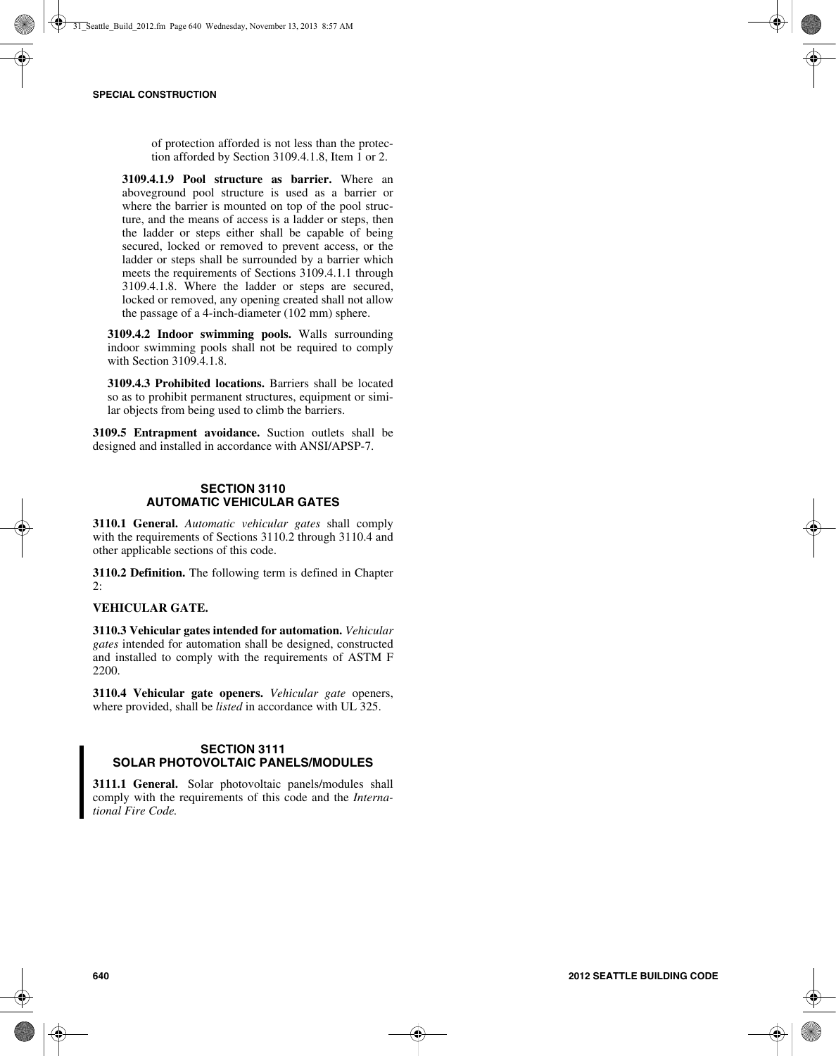of protection afforded is not less than the protection afforded by Section 3109.4.1.8, Item 1 or 2.

**3109.4.1.9 Pool structure as barrier.** Where an aboveground pool structure is used as a barrier or where the barrier is mounted on top of the pool structure, and the means of access is a ladder or steps, then the ladder or steps either shall be capable of being secured, locked or removed to prevent access, or the ladder or steps shall be surrounded by a barrier which meets the requirements of Sections 3109.4.1.1 through 3109.4.1.8. Where the ladder or steps are secured, locked or removed, any opening created shall not allow the passage of a 4-inch-diameter (102 mm) sphere.

**3109.4.2 Indoor swimming pools.** Walls surrounding indoor swimming pools shall not be required to comply with Section 3109.4.1.8.

**3109.4.3 Prohibited locations.** Barriers shall be located so as to prohibit permanent structures, equipment or similar objects from being used to climb the barriers.

**3109.5 Entrapment avoidance.** Suction outlets shall be designed and installed in accordance with ANSI/APSP-7.

## SECTION 3110 AUTOMATIC VEHICULAR GATES

**3110.1 General.** *Automatic vehicular gates* shall comply with the requirements of Sections 3110.2 through 3110.4 and other applicable sections of this code.

**3110.2 Definition.** The following term is defined in Chapter 2:

**VEHICULAR GATE.**

**3110.3 Vehicular gates intended for automation.** *Vehicular gates* intended for automation shall be designed, constructed and installed to comply with the requirements of ASTM F 2200.

**3110.4 Vehicular gate openers.** *Vehicular gate* openers, where provided, shall be *listed* in accordance with UL 325.

## SECTION 3111 SOLAR PHOTOVOLTAIC PANELS/MODULES

**3111.1 General.** Solar photovoltaic panels/modules shall comply with the requirements of this code and the *International Fire Code.*